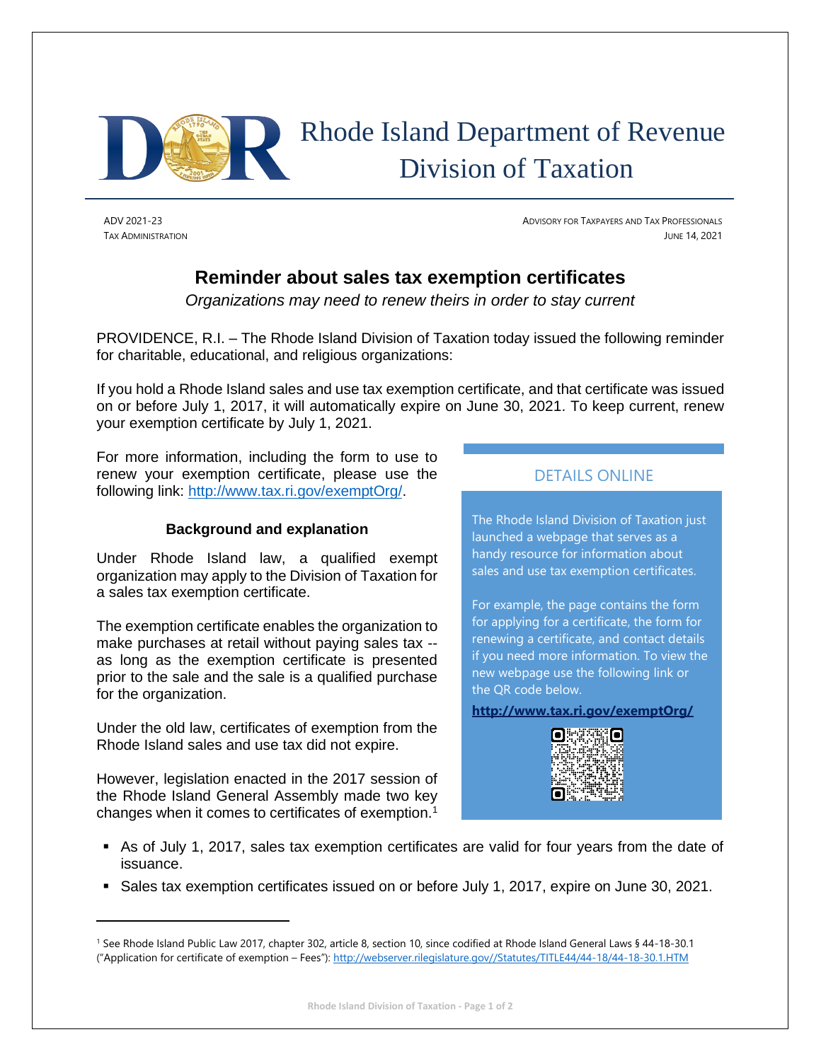# Rhode Island Department of Revenue
# Division of Taxation

ADV 2021-23
TAX ADMINISTRATION

ADVISORY FOR TAXPAYERS AND TAX PROFESSIONALS
JUNE 14, 2021

## Reminder about sales tax exemption certificates

*Organizations may need to renew theirs in order to stay current*

PROVIDENCE, R.I. – The Rhode Island Division of Taxation today issued the following reminder for charitable, educational, and religious organizations:

If you hold a Rhode Island sales and use tax exemption certificate, and that certificate was issued on or before July 1, 2017, it will automatically expire on June 30, 2021. To keep current, renew your exemption certificate by July 1, 2021.

For more information, including the form to use to renew your exemption certificate, please use the following link: http://www.tax.ri.gov/exemptOrg/.

### Background and explanation

Under Rhode Island law, a qualified exempt organization may apply to the Division of Taxation for a sales tax exemption certificate.

The exemption certificate enables the organization to make purchases at retail without paying sales tax -- as long as the exemption certificate is presented prior to the sale and the sale is a qualified purchase for the organization.

Under the old law, certificates of exemption from the Rhode Island sales and use tax did not expire.

However, legislation enacted in the 2017 session of the Rhode Island General Assembly made two key changes when it comes to certificates of exemption.[1]

- As of July 1, 2017, sales tax exemption certificates are valid for four years from the date of issuance.
- Sales tax exemption certificates issued on or before July 1, 2017, expire on June 30, 2021.

### DETAILS ONLINE

The Rhode Island Division of Taxation just launched a webpage that serves as a handy resource for information about sales and use tax exemption certificates.

For example, the page contains the form for applying for a certificate, the form for renewing a certificate, and contact details if you need more information. To view the new webpage use the following link or the QR code below.

**http://www.tax.ri.gov/exemptOrg/**

---

[1] See Rhode Island Public Law 2017, chapter 302, article 8, section 10, since codified at Rhode Island General Laws § 44-18-30.1 ("Application for certificate of exemption – Fees"): http://webserver.rilegislature.gov//Statutes/TITLE44/44-18/44-18-30.1.HTM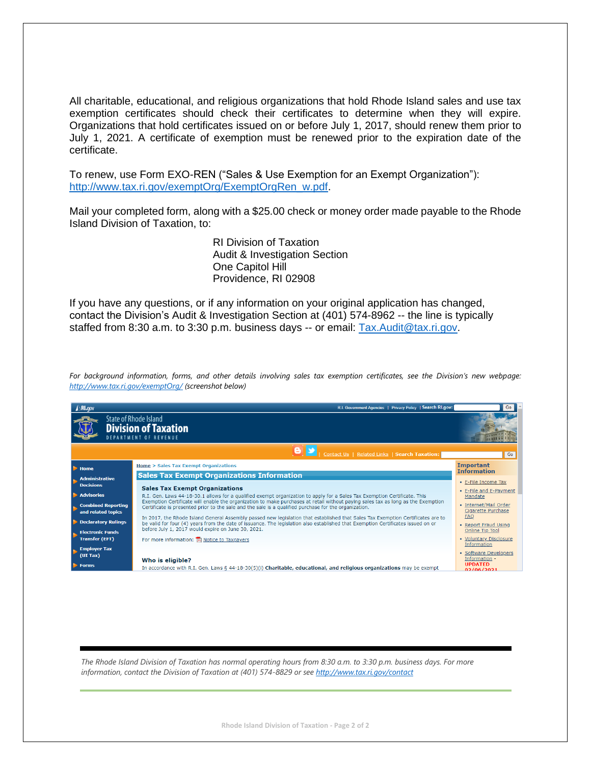All charitable, educational, and religious organizations that hold Rhode Island sales and use tax exemption certificates should check their certificates to determine when they will expire. Organizations that hold certificates issued on or before July 1, 2017, should renew them prior to July 1, 2021. A certificate of exemption must be renewed prior to the expiration date of the certificate.

To renew, use Form EXO-REN ("Sales & Use Exemption for an Exempt Organization"): http://www.tax.ri.gov/exemptOrg/ExemptOrgRen_w.pdf.

Mail your completed form, along with a $25.00 check or money order made payable to the Rhode Island Division of Taxation, to:

RI Division of Taxation
Audit & Investigation Section
One Capitol Hill
Providence, RI 02908

If you have any questions, or if any information on your original application has changed, contact the Division's Audit & Investigation Section at (401) 574-8962 -- the line is typically staffed from 8:30 a.m. to 3:30 p.m. business days -- or email: Tax.Audit@tax.ri.gov.

*For background information, forms, and other details involving sales tax exemption certificates, see the Division's new webpage: http://www.tax.ri.gov/exemptOrg/ (screenshot below)*

R.I. Government Agencies | Privacy Policy | Search RI.gov: Go

State of Rhode Island
**Division of Taxation**
DEPARTMENT OF REVENUE

Contact Us | Related Links | Search Taxation: Go

- Home
- Administrative Decisions
- Advisories
- Combined Reporting and related topics
- Declaratory Rulings
- Electronic Funds Transfer (EFT)
- Employer Tax (UI Tax)
- Forms

Home > Sales Tax Exempt Organizations

**Sales Tax Exempt Organizations Information**

**Sales Tax Exempt Organizations**

R.I. Gen. Laws 44-18-30.1 allows for a qualified exempt organization to apply for a Sales Tax Exemption Certificate. This Exemption Certificate will enable the organization to make purchases at retail without paying sales tax as long as the Exemption Certificate is presented prior to the sale and the sale is a qualified purchase for the organization.

In 2017, the Rhode Island General Assembly passed new legislation that established that Sales Tax Exemption Certificates are to be valid for four (4) years from the date of issuance. The legislation also established that Exemption Certificates issued on or before July 1, 2017 would expire on June 30, 2021.

For more information: Notice to Taxpayers

**Who is eligible?**

In accordance with R.I. Gen. Laws § 44-18-30(5)(i) **Charitable, educational, and religious organizations** may be exempt

**Important Information**

- E-File Income Tax
- E-File and E-Payment Mandate
- Internet/Mail Order Cigarette Purchase FAQ
- Report Fraud Using Online Tip Tool
- Voluntary Disclosure Information
- Software Developers Information - UPDATED 02/06/2021

*The Rhode Island Division of Taxation has normal operating hours from 8:30 a.m. to 3:30 p.m. business days. For more information, contact the Division of Taxation at (401) 574-8829 or see http://www.tax.ri.gov/contact*